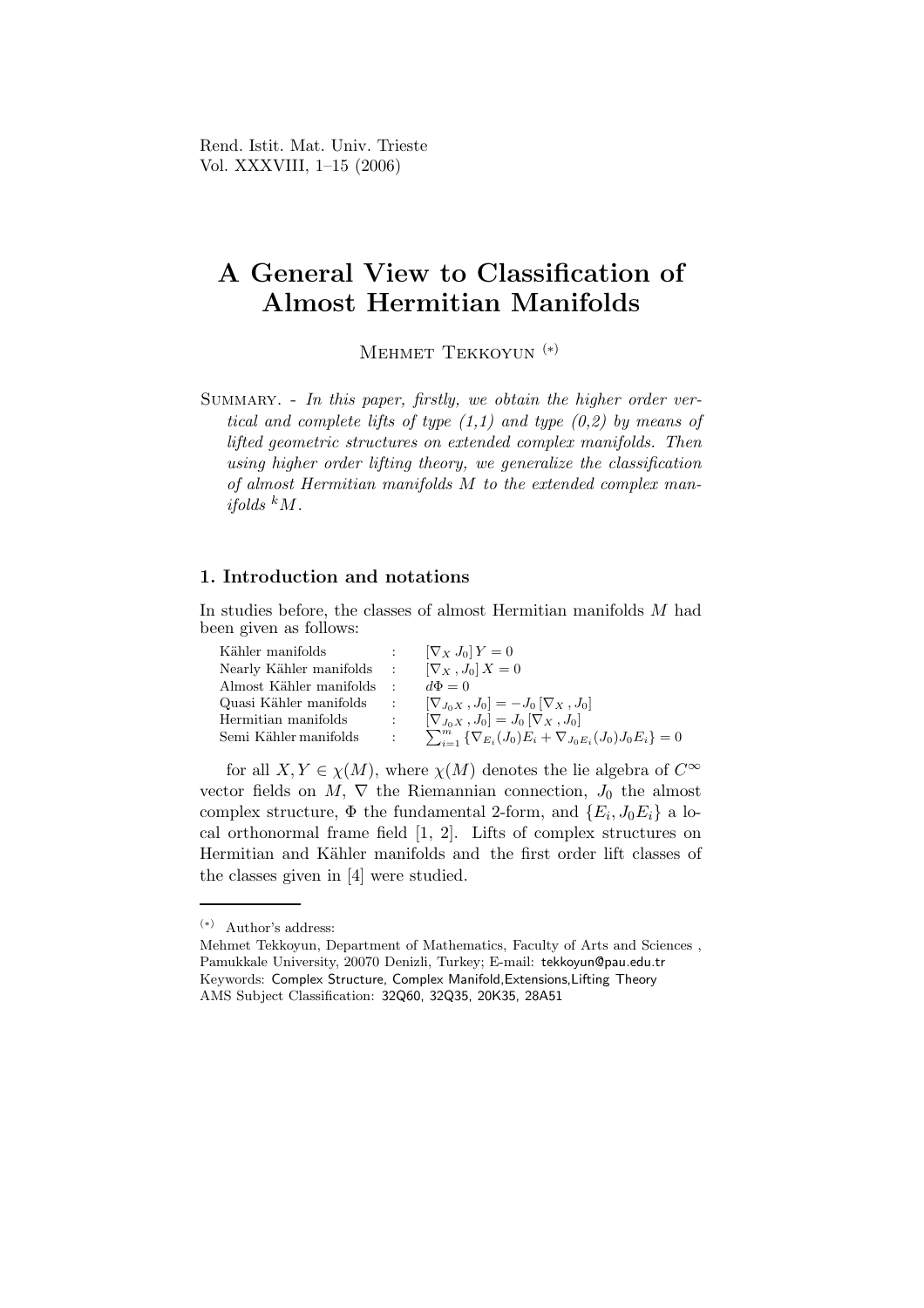# A General View to Classification of Almost Hermitian Manifolds

Mehmet Tekkoyun (*)

Summary. - *In this paper, firstly, we obtain the higher order vertical and complete lifts of type (1,1) and type (0,2) by means of lifted geometric structures on extended complex manifolds. Then using higher order lifting theory, we generalize the classification of almost Hermitian manifolds $M$ to the extended complex manifolds ${}^kM$.*

## 1. Introduction and notations

In studies before, the classes of almost Hermitian manifolds $M$ had been given as follows:

| | | |
|---|---|---|
| Kähler manifolds | : | $[\nabla_X J_0] Y = 0$ |
| Nearly Kähler manifolds | : | $[\nabla_X , J_0] X = 0$ |
| Almost Kähler manifolds | : | $d\Phi = 0$ |
| Quasi Kähler manifolds | : | $[\nabla_{J_0 X} , J_0] = -J_0 [\nabla_X , J_0]$ |
| Hermitian manifolds | : | $[\nabla_{J_0 X} , J_0] = J_0 [\nabla_X , J_0]$ |
| Semi Kähler manifolds | : | $\sum_{i=1}^{m} \{\nabla_{E_i}(J_0)E_i + \nabla_{J_0 E_i}(J_0)J_0 E_i\} = 0$ |

for all $X, Y \in \chi(M)$, where $\chi(M)$ denotes the lie algebra of $C^\infty$ vector fields on $M$, $\nabla$ the Riemannian connection, $J_0$ the almost complex structure, $\Phi$ the fundamental 2-form, and $\{E_i, J_0 E_i\}$ a local orthonormal frame field [1, 2]. Lifts of complex structures on Hermitian and Kähler manifolds and the first order lift classes of the classes given in [4] were studied.

---

(*) Author's address:
Mehmet Tekkoyun, Department of Mathematics, Faculty of Arts and Sciences , Pamukkale University, 20070 Denizli, Turkey; E-mail: tekkoyun@pau.edu.tr
Keywords: Complex Structure, Complex Manifold,Extensions,Lifting Theory
AMS Subject Classification: 32Q60, 32Q35, 20K35, 28A51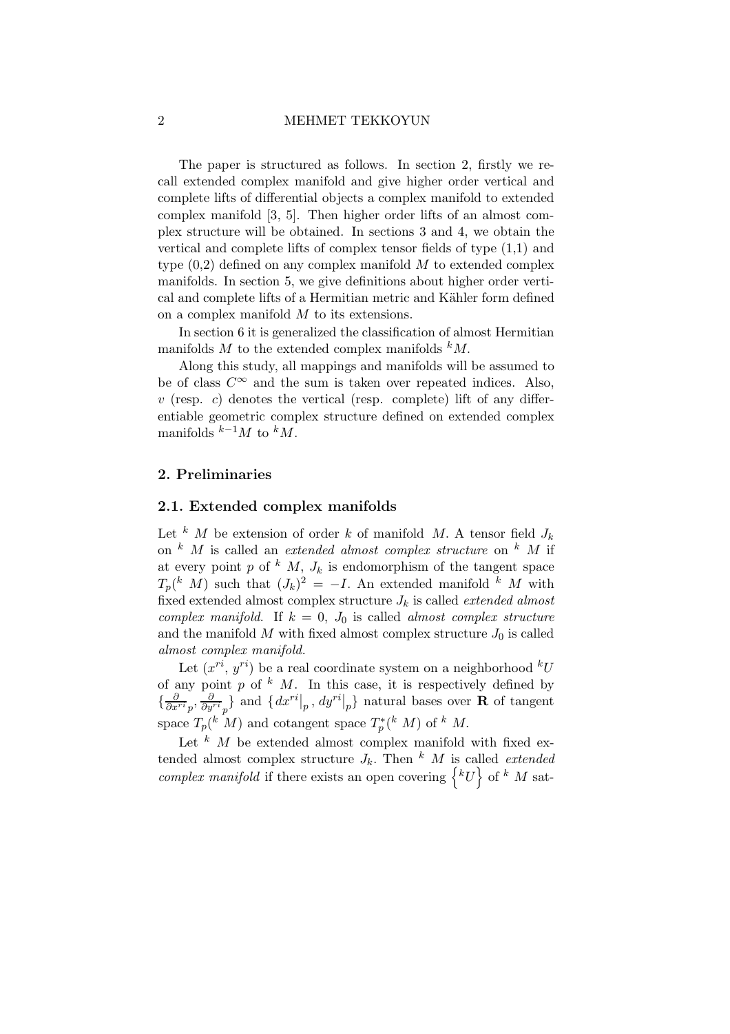The paper is structured as follows. In section 2, firstly we recall extended complex manifold and give higher order vertical and complete lifts of differential objects a complex manifold to extended complex manifold [3, 5]. Then higher order lifts of an almost complex structure will be obtained. In sections 3 and 4, we obtain the vertical and complete lifts of complex tensor fields of type (1,1) and type (0,2) defined on any complex manifold $M$ to extended complex manifolds. In section 5, we give definitions about higher order vertical and complete lifts of a Hermitian metric and Kähler form defined on a complex manifold $M$ to its extensions.

In section 6 it is generalized the classification of almost Hermitian manifolds $M$ to the extended complex manifolds ${}^{k}M$.

Along this study, all mappings and manifolds will be assumed to be of class $C^{\infty}$ and the sum is taken over repeated indices. Also, $v$ (resp. $c$) denotes the vertical (resp. complete) lift of any differentiable geometric complex structure defined on extended complex manifolds ${}^{k-1}M$ to ${}^{k}M$.

## 2. Preliminaries

### 2.1. Extended complex manifolds

Let ${}^{k}\ M$ be extension of order $k$ of manifold $M$. A tensor field $J_k$ on ${}^{k}\ M$ is called an *extended almost complex structure* on ${}^{k}\ M$ if at every point $p$ of ${}^{k}\ M$, $J_k$ is endomorphism of the tangent space $T_p({}^{k}\ M)$ such that $(J_k)^2 = -I$. An extended manifold ${}^{k}\ M$ with fixed extended almost complex structure $J_k$ is called *extended almost complex manifold*. If $k = 0$, $J_0$ is called *almost complex structure* and the manifold $M$ with fixed almost complex structure $J_0$ is called *almost complex manifold.*

Let $(x^{ri}, y^{ri})$ be a real coordinate system on a neighborhood ${}^{k}U$ of any point $p$ of ${}^{k}\ M$. In this case, it is respectively defined by $\{\frac{\partial}{\partial x^{ri}}{}_{p}, \frac{\partial}{\partial y^{ri}}{}_{p}\}$ and $\{dx^{ri}|_p, dy^{ri}|_p\}$ natural bases over $\mathbf{R}$ of tangent space $T_p({}^{k}\ M)$ and cotangent space $T^*_p({}^{k}\ M)$ of ${}^{k}\ M$.

Let ${}^{k}\ M$ be extended almost complex manifold with fixed extended almost complex structure $J_k$. Then ${}^{k}\ M$ is called *extended complex manifold* if there exists an open covering $\left\{{}^{k}U\right\}$ of ${}^{k}\ M$ sat-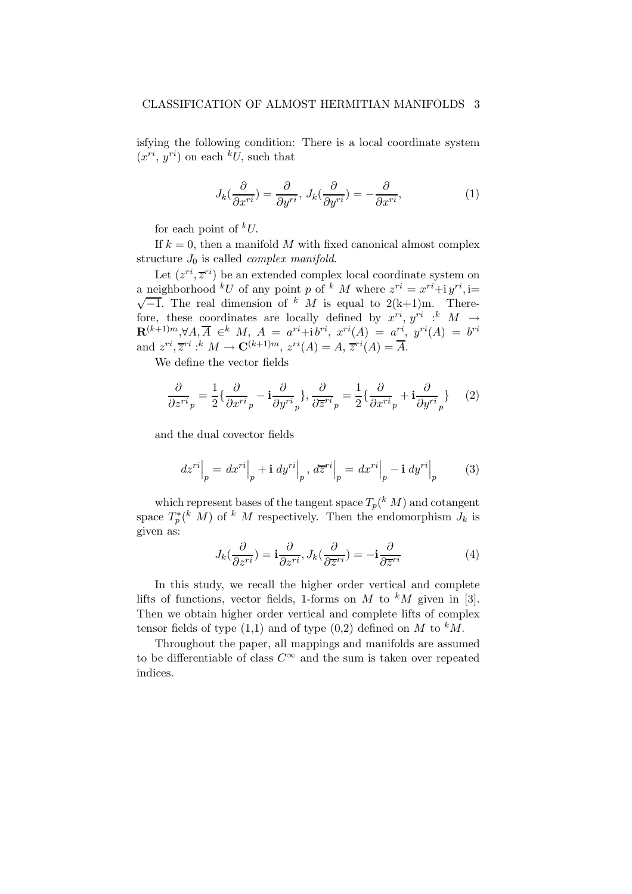isfying the following condition: There is a local coordinate system $(x^{ri}, y^{ri})$ on each ${}^kU$, such that

$$J_k(\frac{\partial}{\partial x^{ri}}) = \frac{\partial}{\partial y^{ri}},\ J_k(\frac{\partial}{\partial y^{ri}}) = -\frac{\partial}{\partial x^{ri}}, \tag{1}$$

for each point of ${}^kU$.

If $k = 0$, then a manifold $M$ with fixed canonical almost complex structure $J_0$ is called *complex manifold*.

Let $(z^{ri}, \overline{z}^{ri})$ be an extended complex local coordinate system on a neighborhood ${}^kU$ of any point $p$ of ${}^k\ M$ where $z^{ri} = x^{ri} + \mathrm{i}\, y^{ri}$, $\mathrm{i} = \sqrt{-1}$. The real dimension of ${}^k\ M$ is equal to 2(k+1)m. Therefore, these coordinates are locally defined by $x^{ri}, y^{ri} : {}^k\ M \rightarrow \mathbf{R}^{(k+1)m}, \forall A, \overline{A} \in {}^k\ M$, $A = a^{ri} + \mathrm{i}\, b^{ri}$, $x^{ri}(A) = a^{ri}$, $y^{ri}(A) = b^{ri}$ and $z^{ri}, \overline{z}^{ri} : {}^k\ M \rightarrow \mathbf{C}^{(k+1)m}$, $z^{ri}(A) = A$, $\overline{z}^{ri}(A) = \overline{A}$.

We define the vector fields

$$\frac{\partial}{\partial z^{ri}}_p = \frac{1}{2}\{\frac{\partial}{\partial x^{ri}}_p - \mathbf{i}\frac{\partial}{\partial y^{ri}}_p\}, \frac{\partial}{\partial \overline{z}^{ri}}_p = \frac{1}{2}\{\frac{\partial}{\partial x^{ri}}_p + \mathbf{i}\frac{\partial}{\partial y^{ri}}_p\} \tag{2}$$

and the dual covector fields

$$dz^{ri}\Big|_p = dx^{ri}\Big|_p + \mathbf{i}\ dy^{ri}\Big|_p,\ d\overline{z}^{ri}\Big|_p = dx^{ri}\Big|_p - \mathbf{i}\ dy^{ri}\Big|_p \tag{3}$$

which represent bases of the tangent space $T_p({}^k\ M)$ and cotangent space $T_p^*({}^k\ M)$ of ${}^k\ M$ respectively. Then the endomorphism $J_k$ is given as:

$$J_k(\frac{\partial}{\partial z^{ri}}) = \mathbf{i}\frac{\partial}{\partial z^{ri}}, J_k(\frac{\partial}{\partial \overline{z}^{ri}}) = -\mathbf{i}\frac{\partial}{\partial \overline{z}^{ri}} \tag{4}$$

In this study, we recall the higher order vertical and complete lifts of functions, vector fields, 1-forms on $M$ to ${}^kM$ given in [3]. Then we obtain higher order vertical and complete lifts of complex tensor fields of type (1,1) and of type (0,2) defined on $M$ to ${}^kM$.

Throughout the paper, all mappings and manifolds are assumed to be differentiable of class $C^\infty$ and the sum is taken over repeated indices.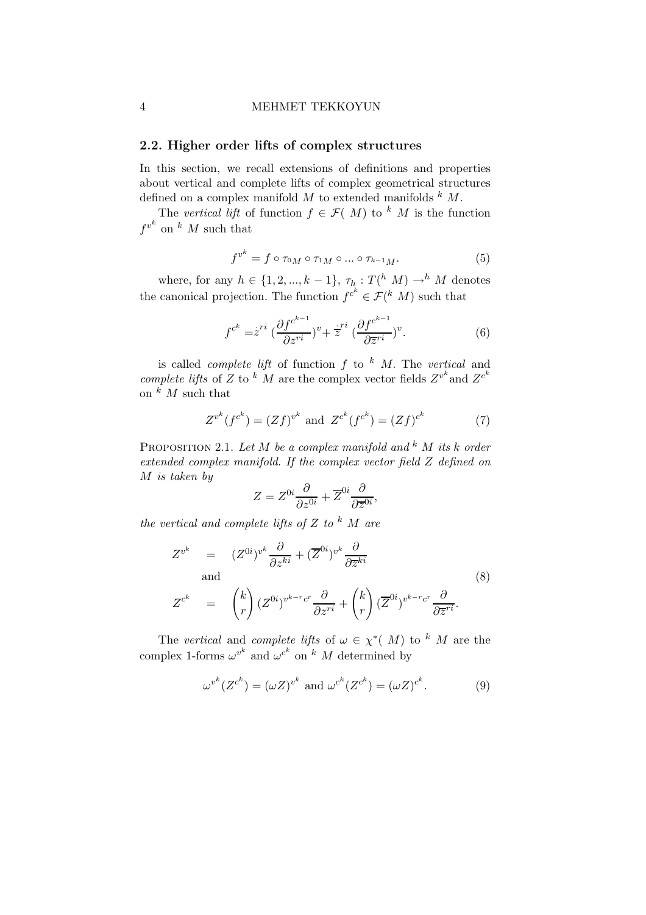## 2.2. Higher order lifts of complex structures

In this section, we recall extensions of definitions and properties about vertical and complete lifts of complex geometrical structures defined on a complex manifold $M$ to extended manifolds $^k M$.

The *vertical lift* of function $f \in \mathcal{F}(M)$ to $^k M$ is the function $f^{v^k}$ on $^k M$ such that

$$f^{v^k} = f \circ \tau_{0M} \circ \tau_{1M} \circ ... \circ \tau_{k-1M}. \tag{5}$$

where, for any $h \in \{1, 2, ..., k-1\}$, $\tau_h : T(^h M) \rightarrow ^h M$ denotes the canonical projection. The function $f^{c^k} \in \mathcal{F}(^k M)$ such that

$$f^{c^k} = \dot{z}^{ri} \left(\frac{\partial f^{c^{k-1}}}{\partial z^{ri}}\right)^v + \dot{\overline{z}}^{ri} \left(\frac{\partial f^{c^{k-1}}}{\partial \overline{z}^{ri}}\right)^v. \tag{6}$$

is called *complete lift* of function $f$ to $^k M$. The *vertical* and *complete lifts* of $Z$ to $^k M$ are the complex vector fields $Z^{v^k}$ and $Z^{c^k}$ on $^k M$ such that

$$Z^{v^k}(f^{c^k}) = (Zf)^{v^k} \text{ and } Z^{c^k}(f^{c^k}) = (Zf)^{c^k} \tag{7}$$

Proposition 2.1. *Let $M$ be a complex manifold and $^k M$ its $k$ order extended complex manifold. If the complex vector field $Z$ defined on $M$ is taken by*

$$Z = Z^{0i} \frac{\partial}{\partial z^{0i}} + \overline{Z}^{0i} \frac{\partial}{\partial \overline{z}^{0i}},$$

*the vertical and complete lifts of $Z$ to $^k M$ are*

$$\begin{aligned} Z^{v^k} &= (Z^{0i})^{v^k} \frac{\partial}{\partial z^{ki}} + (\overline{Z}^{0i})^{v^k} \frac{\partial}{\partial \overline{z}^{ki}} \\ &\text{and} \\ Z^{c^k} &= \binom{k}{r} (Z^{0i})^{v^{k-r} c^r} \frac{\partial}{\partial z^{ri}} + \binom{k}{r} (\overline{Z}^{0i})^{v^{k-r} c^r} \frac{\partial}{\partial \overline{z}^{ri}}. \end{aligned} \tag{8}$$

The *vertical* and *complete lifts* of $\omega \in \chi^*(M)$ to $^k M$ are the complex 1-forms $\omega^{v^k}$ and $\omega^{c^k}$ on $^k M$ determined by

$$\omega^{v^k}(Z^{c^k}) = (\omega Z)^{v^k} \text{ and } \omega^{c^k}(Z^{c^k}) = (\omega Z)^{c^k}. \tag{9}$$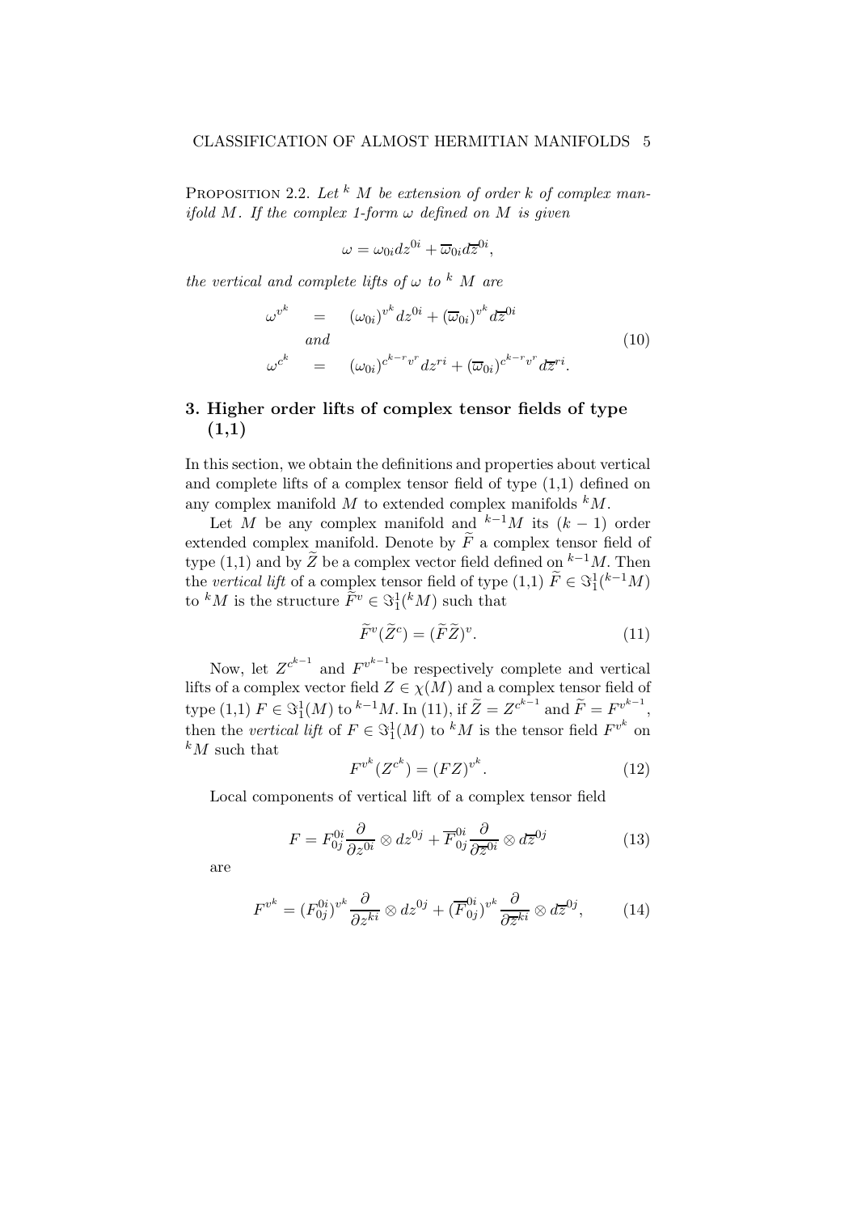PROPOSITION 2.2. *Let $^k M$ be extension of order $k$ of complex manifold $M$. If the complex 1-form $\omega$ defined on $M$ is given*

$$\omega = \omega_{0i} dz^{0i} + \overline{\omega}_{0i} d\overline{z}^{0i},$$

*the vertical and complete lifts of $\omega$ to $^k M$ are*

$$\begin{array}{rcl} \omega^{v^k} & = & (\omega_{0i})^{v^k} dz^{0i} + (\overline{\omega}_{0i})^{v^k} d\overline{z}^{0i} \\ & and & \\ \omega^{c^k} & = & (\omega_{0i})^{c^{k-r} v^r} dz^{ri} + (\overline{\omega}_{0i})^{c^{k-r} v^r} d\overline{z}^{ri}. \end{array} \tag{10}$$

## 3. Higher order lifts of complex tensor fields of type (1,1)

In this section, we obtain the definitions and properties about vertical and complete lifts of a complex tensor field of type (1,1) defined on any complex manifold $M$ to extended complex manifolds $^k M$.

Let $M$ be any complex manifold and $^{k-1} M$ its $(k-1)$ order extended complex manifold. Denote by $\widetilde{F}$ a complex tensor field of type (1,1) and by $\widetilde{Z}$ be a complex vector field defined on $^{k-1} M$. Then the *vertical lift* of a complex tensor field of type (1,1) $\widetilde{F} \in \Im_1^1(^{k-1} M)$ to $^k M$ is the structure $\widetilde{F}^v \in \Im_1^1(^k M)$ such that

$$\widetilde{F}^v(\widetilde{Z}^c) = (\widetilde{F}\widetilde{Z})^v. \tag{11}$$

Now, let $Z^{c^{k-1}}$ and $F^{v^{k-1}}$ be respectively complete and vertical lifts of a complex vector field $Z \in \chi(M)$ and a complex tensor field of type (1,1) $F \in \Im_1^1(M)$ to $^{k-1} M$. In (11), if $\widetilde{Z} = Z^{c^{k-1}}$ and $\widetilde{F} = F^{v^{k-1}}$, then the *vertical lift* of $F \in \Im_1^1(M)$ to $^k M$ is the tensor field $F^{v^k}$ on $^k M$ such that

$$F^{v^k}(Z^{c^k}) = (FZ)^{v^k}. \tag{12}$$

Local components of vertical lift of a complex tensor field

$$F = F_{0j}^{0i} \frac{\partial}{\partial z^{0i}} \otimes dz^{0j} + \overline{F}_{0j}^{0i} \frac{\partial}{\partial \overline{z}^{0i}} \otimes d\overline{z}^{0j} \tag{13}$$

are

$$F^{v^k} = (F_{0j}^{0i})^{v^k} \frac{\partial}{\partial z^{ki}} \otimes dz^{0j} + (\overline{F}_{0j}^{0i})^{v^k} \frac{\partial}{\partial \overline{z}^{ki}} \otimes d\overline{z}^{0j}, \tag{14}$$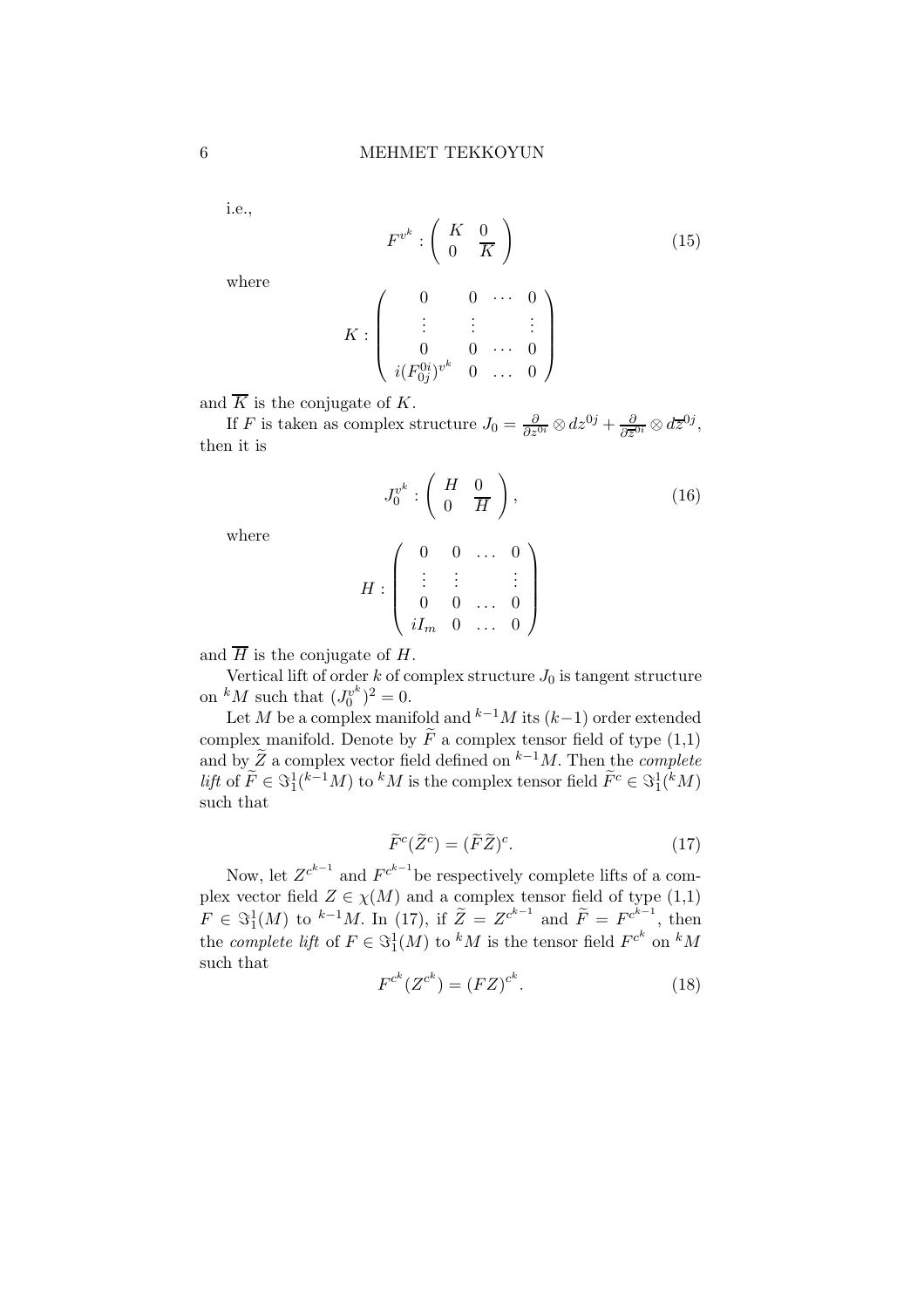i.e.,

$$F^{v^k} : \begin{pmatrix} K & 0 \\ 0 & \overline{K} \end{pmatrix} \tag{15}$$

where

$$K : \begin{pmatrix} 0 & 0 & \cdots & 0 \\ \vdots & \vdots & & \vdots \\ 0 & 0 & \cdots & 0 \\ i(F^{0i}_{0j})^{v^k} & 0 & \dots & 0 \end{pmatrix}$$

and $\overline{K}$ is the conjugate of $K$.

If $F$ is taken as complex structure $J_0 = \frac{\partial}{\partial z^{0i}} \otimes dz^{0j} + \frac{\partial}{\partial \overline{z}^{0i}} \otimes d\overline{z}^{0j}$, then it is

$$J_0^{v^k} : \begin{pmatrix} H & 0 \\ 0 & \overline{H} \end{pmatrix}, \tag{16}$$

where

$$H : \begin{pmatrix} 0 & 0 & \dots & 0 \\ \vdots & \vdots & & \vdots \\ 0 & 0 & \dots & 0 \\ iI_m & 0 & \dots & 0 \end{pmatrix}$$

and $\overline{H}$ is the conjugate of $H$.

Vertical lift of order $k$ of complex structure $J_0$ is tangent structure on ${}^kM$ such that $(J_0^{v^k})^2 = 0$.

Let $M$ be a complex manifold and ${}^{k-1}M$ its $(k-1)$ order extended complex manifold. Denote by $\widetilde{F}$ a complex tensor field of type (1,1) and by $\widetilde{Z}$ a complex vector field defined on ${}^{k-1}M$. Then the *complete lift* of $\widetilde{F} \in \Im^1_1({}^{k-1}M)$ to ${}^kM$ is the complex tensor field $\widetilde{F}^c \in \Im^1_1({}^kM)$ such that

$$\widetilde{F}^c(\widetilde{Z}^c) = (\widetilde{F}\widetilde{Z})^c. \tag{17}$$

Now, let $Z^{c^{k-1}}$ and $F^{c^{k-1}}$ be respectively complete lifts of a complex vector field $Z \in \chi(M)$ and a complex tensor field of type (1,1) $F \in \Im^1_1(M)$ to ${}^{k-1}M$. In (17), if $\widetilde{Z} = Z^{c^{k-1}}$ and $\widetilde{F} = F^{c^{k-1}}$, then the *complete lift* of $F \in \Im^1_1(M)$ to ${}^kM$ is the tensor field $F^{c^k}$ on ${}^kM$ such that

$$F^{c^k}(Z^{c^k}) = (FZ)^{c^k}. \tag{18}$$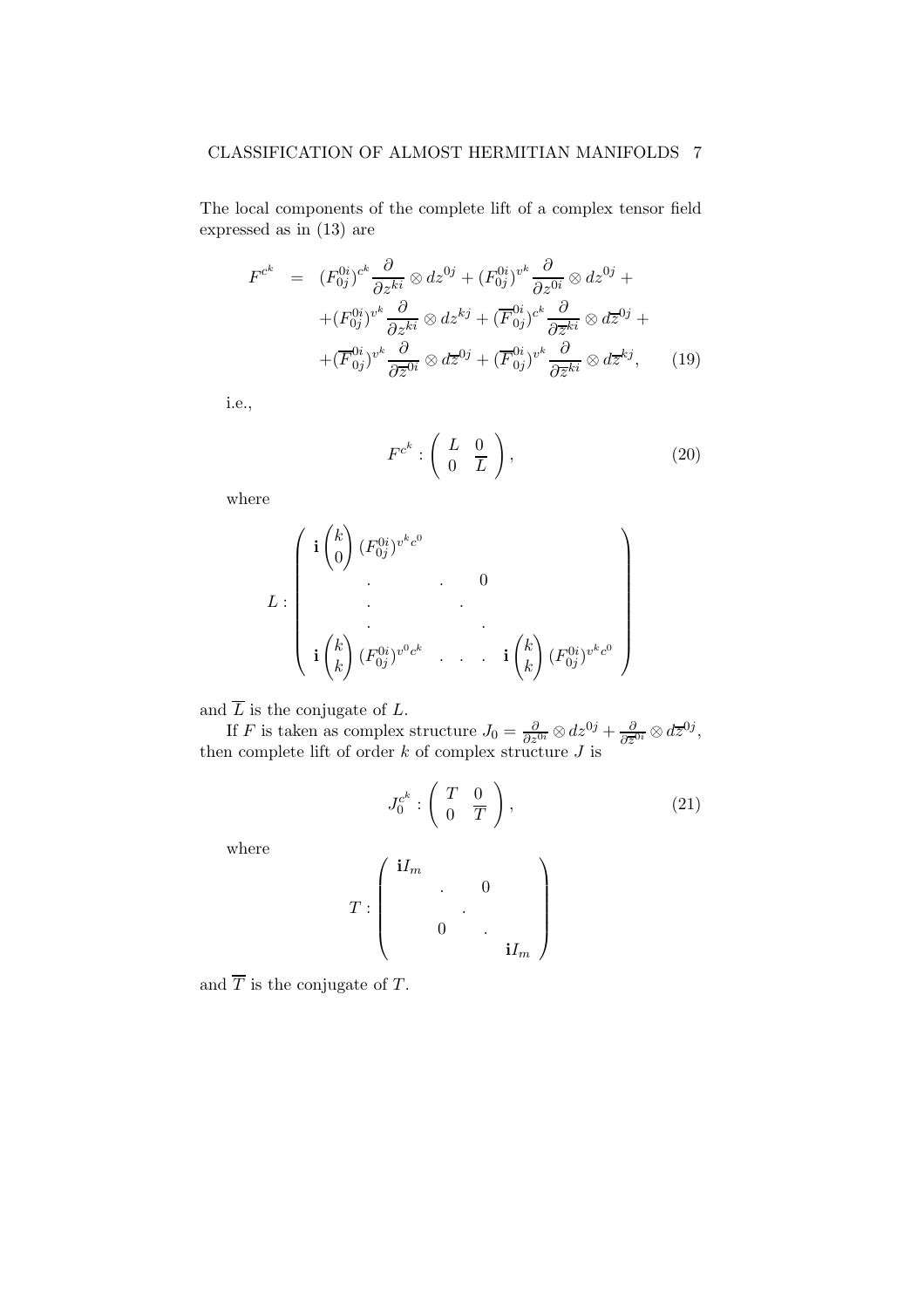The local components of the complete lift of a complex tensor field expressed as in (13) are

$$
\begin{aligned}
F^{c^k} &= (F^{0i}_{0j})^{c^k} \frac{\partial}{\partial z^{ki}} \otimes dz^{0j} + (F^{0i}_{0j})^{v^k} \frac{\partial}{\partial z^{0i}} \otimes dz^{0j} + \\
&\quad + (F^{0i}_{0j})^{v^k} \frac{\partial}{\partial z^{ki}} \otimes dz^{kj} + (\overline{F}^{0i}_{0j})^{c^k} \frac{\partial}{\partial \overline{z}^{ki}} \otimes d\overline{z}^{0j} + \\
&\quad + (\overline{F}^{0i}_{0j})^{v^k} \frac{\partial}{\partial \overline{z}^{0i}} \otimes d\overline{z}^{0j} + (\overline{F}^{0i}_{0j})^{v^k} \frac{\partial}{\partial \overline{z}^{ki}} \otimes d\overline{z}^{kj}, \qquad (19)
\end{aligned}
$$

i.e.,

$$
F^{c^k} : \begin{pmatrix} L & 0 \\ 0 & \overline{L} \end{pmatrix}, \qquad (20)
$$

where

$$
L : \begin{pmatrix}
\mathbf{i}\dbinom{k}{0} (F^{0i}_{0j})^{v^k c^0} & & & \\
\cdot & \cdot & & 0 \\
\cdot & & \cdot & \\
\cdot & & & \cdot \\
\mathbf{i}\dbinom{k}{k} (F^{0i}_{0j})^{v^0 c^k} & \cdot \ \cdot \ \cdot & & \mathbf{i}\dbinom{k}{k} (F^{0i}_{0j})^{v^k c^0}
\end{pmatrix}
$$

and $\overline{L}$ is the conjugate of $L$.

If $F$ is taken as complex structure $J_0 = \frac{\partial}{\partial z^{0i}} \otimes dz^{0j} + \frac{\partial}{\partial \overline{z}^{0i}} \otimes d\overline{z}^{0j}$, then complete lift of order $k$ of complex structure $J$ is

$$
J_0^{c^k} : \begin{pmatrix} T & 0 \\ 0 & \overline{T} \end{pmatrix}, \qquad (21)
$$

where

$$
T : \begin{pmatrix}
\mathbf{i}I_m & & & \\
& \cdot & & 0 \\
& & \cdot & \\
& 0 & & \cdot \\
& & & \mathbf{i}I_m
\end{pmatrix}
$$

and $\overline{T}$ is the conjugate of $T$.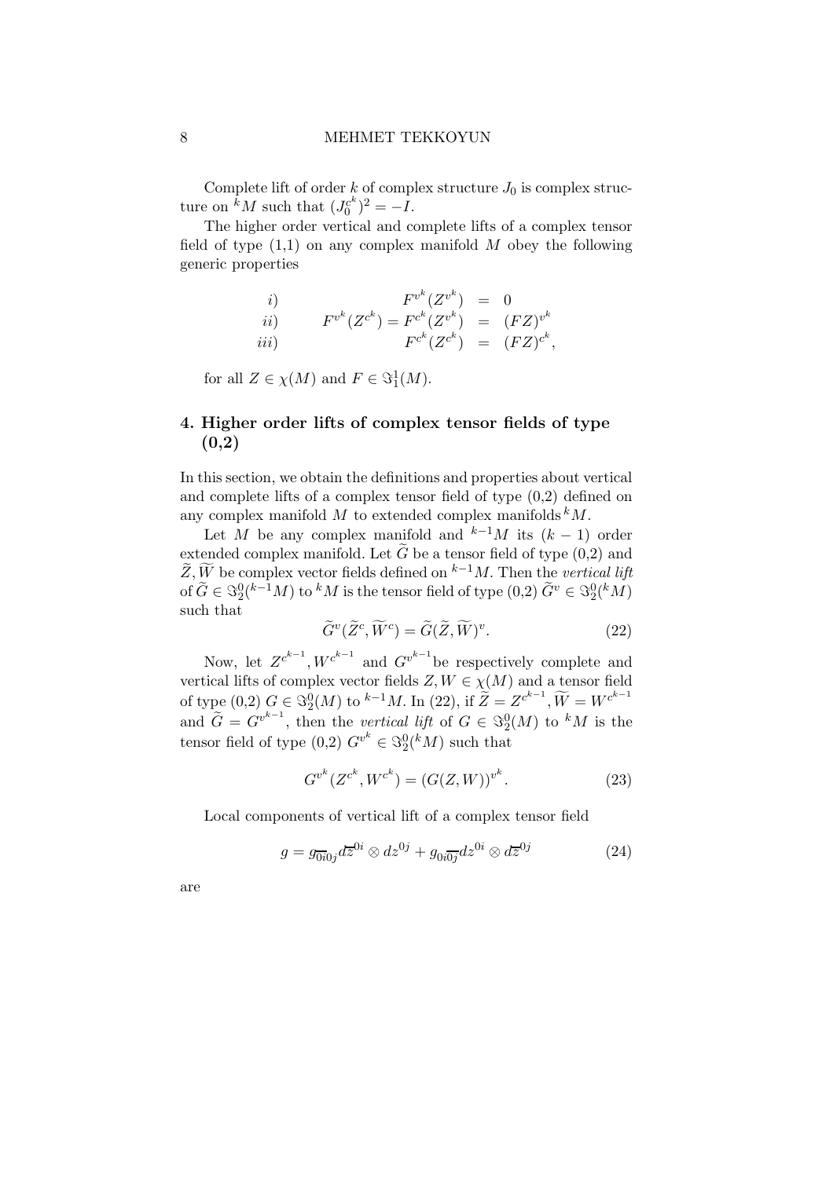Complete lift of order $k$ of complex structure $J_0$ is complex structure on ${}^kM$ such that $(J_0^{c^k})^2 = -I$.

The higher order vertical and complete lifts of a complex tensor field of type (1,1) on any complex manifold $M$ obey the following generic properties

$$
\begin{array}{lrcl}
i) & F^{v^k}(Z^{v^k}) & = & 0 \\
ii) & F^{v^k}(Z^{c^k}) = F^{c^k}(Z^{v^k}) & = & (FZ)^{v^k} \\
iii) & F^{c^k}(Z^{c^k}) & = & (FZ)^{c^k},
\end{array}
$$

for all $Z \in \chi(M)$ and $F \in \Im_1^1(M)$.

## 4. Higher order lifts of complex tensor fields of type (0,2)

In this section, we obtain the definitions and properties about vertical and complete lifts of a complex tensor field of type (0,2) defined on any complex manifold $M$ to extended complex manifolds ${}^kM$.

Let $M$ be any complex manifold and ${}^{k-1}M$ its $(k-1)$ order extended complex manifold. Let $\widetilde{G}$ be a tensor field of type (0,2) and $\widetilde{Z}, \widetilde{W}$ be complex vector fields defined on ${}^{k-1}M$. Then the *vertical lift* of $\widetilde{G} \in \Im_2^0({}^{k-1}M)$ to ${}^kM$ is the tensor field of type (0,2) $\widetilde{G}^v \in \Im_2^0({}^kM)$ such that

$$
\widetilde{G}^v(\widetilde{Z}^c, \widetilde{W}^c) = \widetilde{G}(\widetilde{Z}, \widetilde{W})^v. \tag{22}
$$

Now, let $Z^{c^{k-1}}, W^{c^{k-1}}$ and $G^{v^{k-1}}$ be respectively complete and vertical lifts of complex vector fields $Z, W \in \chi(M)$ and a tensor field of type (0,2) $G \in \Im_2^0(M)$ to ${}^{k-1}M$. In (22), if $\widetilde{Z} = Z^{c^{k-1}}, \widetilde{W} = W^{c^{k-1}}$ and $\widetilde{G} = G^{v^{k-1}}$, then the *vertical lift* of $G \in \Im_2^0(M)$ to ${}^kM$ is the tensor field of type (0,2) $G^{v^k} \in \Im_2^0({}^kM)$ such that

$$
G^{v^k}(Z^{c^k}, W^{c^k}) = (G(Z, W))^{v^k}. \tag{23}
$$

Local components of vertical lift of a complex tensor field

$$
g = g_{\overline{0i}0j} d\overline{z}^{0i} \otimes dz^{0j} + g_{0i\overline{0j}} dz^{0i} \otimes d\overline{z}^{0j} \tag{24}
$$

are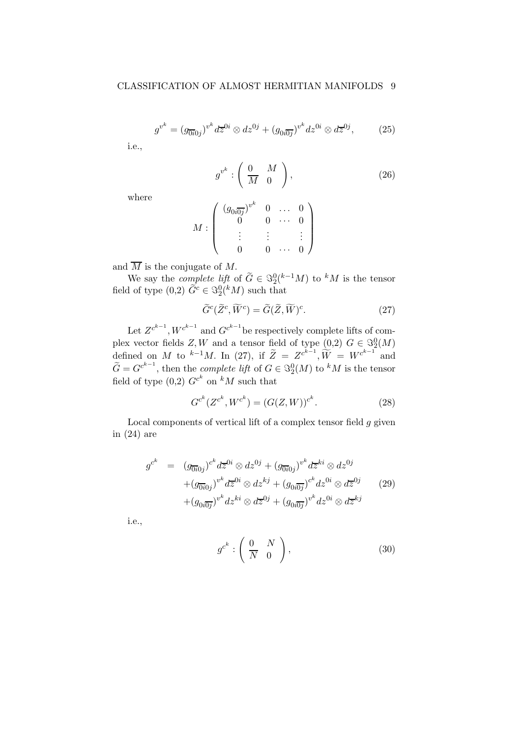$$g^{v^k} = (g_{\overline{0i}0j})^{v^k} d\overline{z}^{0i} \otimes dz^{0j} + (g_{0i\overline{0j}})^{v^k} dz^{0i} \otimes d\overline{z}^{0j}, \tag{25}$$

i.e.,

$$g^{v^k} : \begin{pmatrix} 0 & M \\ \overline{M} & 0 \end{pmatrix}, \tag{26}$$

where

$$M : \begin{pmatrix} (g_{0i\overline{0j}})^{v^k} & 0 & \dots & 0 \\ 0 & 0 & \cdots & 0 \\ \vdots & \vdots & & \vdots \\ 0 & 0 & \cdots & 0 \end{pmatrix}$$

and $\overline{M}$ is the conjugate of $M$.

We say the *complete lift* of $\widetilde{G} \in \Im^0_2({}^{k-1}M)$ to ${}^kM$ is the tensor field of type (0,2) $\widetilde{G}^c \in \Im^0_2({}^kM)$ such that

$$\widetilde{G}^c(\widetilde{Z}^c, \widetilde{W}^c) = \widetilde{G}(\widetilde{Z}, \widetilde{W})^c. \tag{27}$$

Let $Z^{c^{k-1}}, W^{c^{k-1}}$ and $G^{c^{k-1}}$ be respectively complete lifts of complex vector fields $Z, W$ and a tensor field of type (0,2) $G \in \Im^0_2(M)$ defined on $M$ to ${}^{k-1}M$. In (27), if $\widetilde{Z} = Z^{c^{k-1}}, \widetilde{W} = W^{c^{k-1}}$ and $\widetilde{G} = G^{c^{k-1}}$, then the *complete lift* of $G \in \Im^0_2(M)$ to ${}^kM$ is the tensor field of type (0,2) $G^{c^k}$ on ${}^kM$ such that

$$G^{c^k}(Z^{c^k}, W^{c^k}) = (G(Z,W))^{c^k}. \tag{28}$$

Local components of vertical lift of a complex tensor field $g$ given in (24) are

$$\begin{aligned} g^{c^k} \;\; = \;\; & (g_{\overline{0i}0j})^{c^k} d\overline{z}^{0i} \otimes dz^{0j} + (g_{\overline{0i}0j})^{v^k} d\overline{z}^{ki} \otimes dz^{0j} \\ & + (g_{\overline{0i}0j})^{v^k} d\overline{z}^{0i} \otimes dz^{kj} + (g_{0i\overline{0j}})^{c^k} dz^{0i} \otimes d\overline{z}^{0j} \\ & + (g_{0i\overline{0j}})^{v^k} dz^{ki} \otimes d\overline{z}^{0j} + (g_{0i\overline{0j}})^{v^k} dz^{0i} \otimes d\overline{z}^{kj} \end{aligned} \tag{29}$$

i.e.,

$$g^{c^k} : \begin{pmatrix} 0 & N \\ \overline{N} & 0 \end{pmatrix}, \tag{30}$$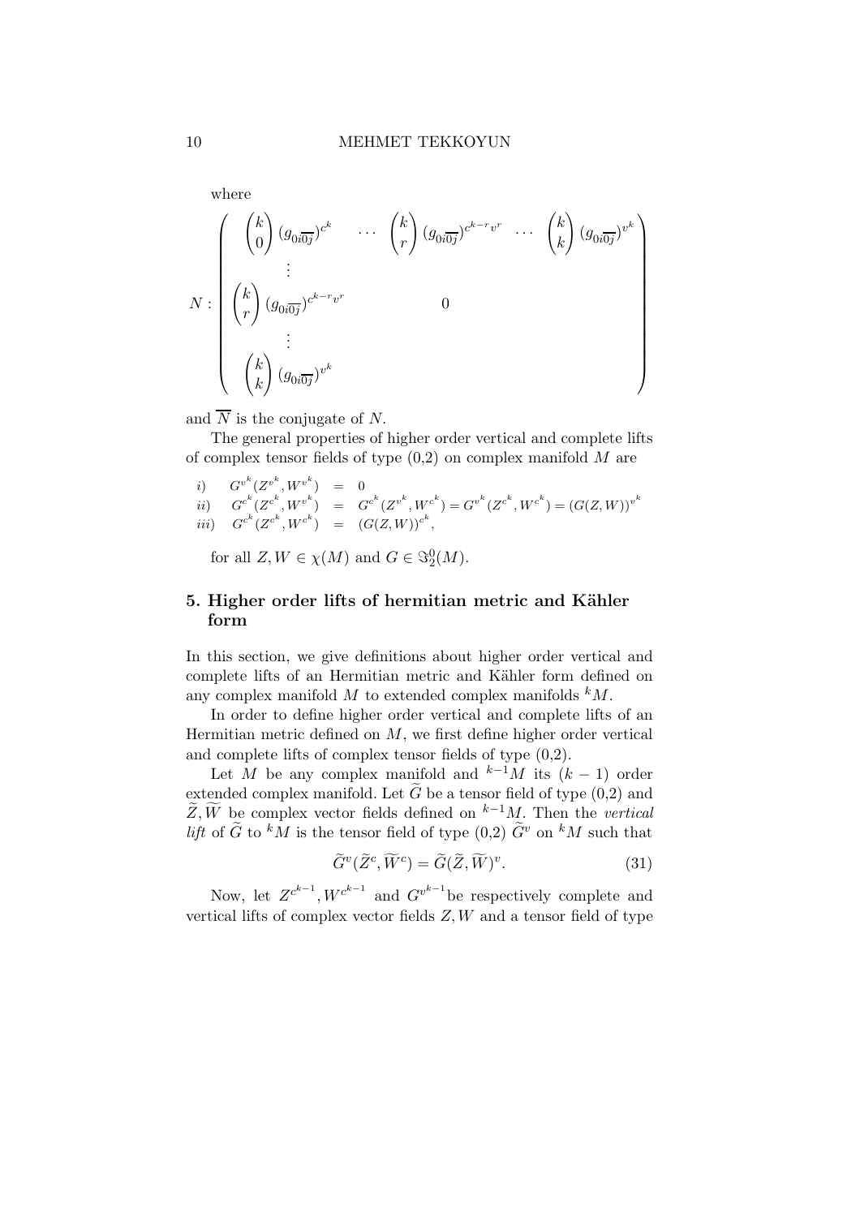where

$$
N : \begin{pmatrix} \binom{k}{0} (g_{0i\overline{0j}})^{c^k} & \cdots & \binom{k}{r} (g_{0i\overline{0j}})^{c^{k-r}v^r} & \cdots & \binom{k}{k} (g_{0i\overline{0j}})^{v^k} \\ \vdots & & & & \\ \binom{k}{r} (g_{0i\overline{0j}})^{c^{k-r}v^r} & & 0 & & \\ \vdots & & & & \\ \binom{k}{k} (g_{0i\overline{0j}})^{v^k} & & & & \end{pmatrix}
$$

and $\overline{N}$ is the conjugate of $N$.

The general properties of higher order vertical and complete lifts of complex tensor fields of type (0,2) on complex manifold $M$ are

$$
\begin{array}{llll}
i) & G^{v^k}(Z^{v^k}, W^{v^k}) & = & 0 \\
ii) & G^{c^k}(Z^{c^k}, W^{v^k}) & = & G^{c^k}(Z^{v^k}, W^{c^k}) = G^{v^k}(Z^{c^k}, W^{c^k}) = (G(Z,W))^{v^k} \\
iii) & G^{c^k}(Z^{c^k}, W^{c^k}) & = & (G(Z,W))^{c^k},
\end{array}
$$

for all $Z, W \in \chi(M)$ and $G \in \Im_2^0(M)$.

## 5. Higher order lifts of hermitian metric and Kähler form

In this section, we give definitions about higher order vertical and complete lifts of an Hermitian metric and Kähler form defined on any complex manifold $M$ to extended complex manifolds ${}^kM$.

In order to define higher order vertical and complete lifts of an Hermitian metric defined on $M$, we first define higher order vertical and complete lifts of complex tensor fields of type (0,2).

Let $M$ be any complex manifold and ${}^{k-1}M$ its $(k-1)$ order extended complex manifold. Let $\widetilde{G}$ be a tensor field of type (0,2) and $\widetilde{Z}, \widetilde{W}$ be complex vector fields defined on ${}^{k-1}M$. Then the *vertical lift* of $\widetilde{G}$ to ${}^kM$ is the tensor field of type (0,2) $\widetilde{G}^v$ on ${}^kM$ such that

$$
\widetilde{G}^v(\widetilde{Z}^c, \widetilde{W}^c) = \widetilde{G}(\widetilde{Z}, \widetilde{W})^v. \tag{31}
$$

Now, let $Z^{c^{k-1}}, W^{c^{k-1}}$ and $G^{v^{k-1}}$ be respectively complete and vertical lifts of complex vector fields $Z, W$ and a tensor field of type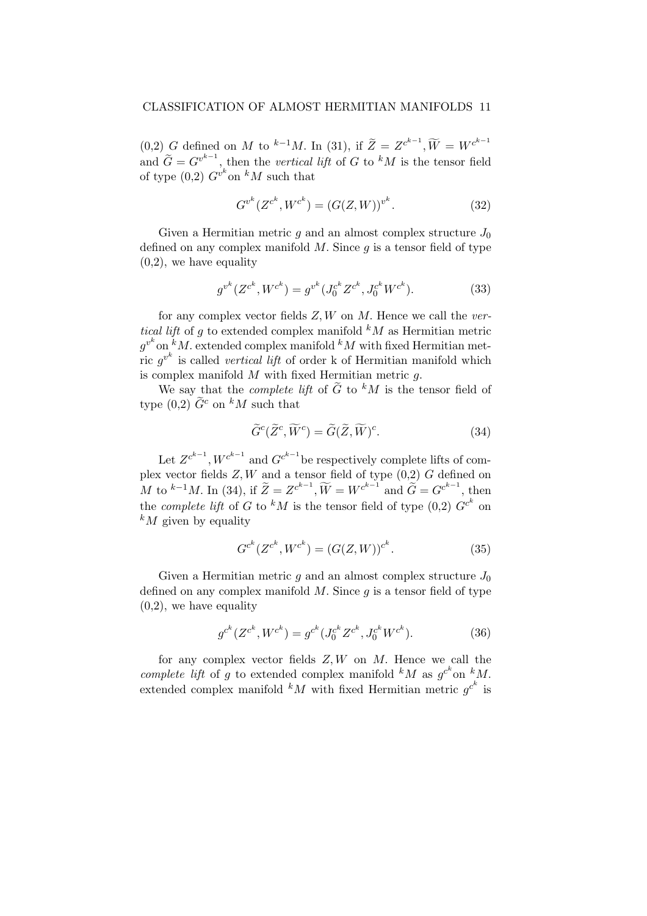(0,2) $G$ defined on $M$ to ${}^{k-1}M$. In (31), if $\widetilde{Z} = Z^{c^{k-1}}, \widetilde{W} = W^{c^{k-1}}$ and $\widetilde{G} = G^{v^{k-1}}$, then the *vertical lift* of $G$ to ${}^kM$ is the tensor field of type (0,2) $G^{v^k}$on ${}^kM$ such that

$$G^{v^k}(Z^{c^k}, W^{c^k}) = (G(Z,W))^{v^k}. \tag{32}$$

Given a Hermitian metric $g$ and an almost complex structure $J_0$ defined on any complex manifold $M$. Since $g$ is a tensor field of type (0,2), we have equality

$$g^{v^k}(Z^{c^k}, W^{c^k}) = g^{v^k}(J_0^{c^k} Z^{c^k}, J_0^{c^k} W^{c^k}). \tag{33}$$

for any complex vector fields $Z, W$ on $M$. Hence we call the *vertical lift* of $g$ to extended complex manifold ${}^kM$ as Hermitian metric $g^{v^k}$on ${}^kM$. extended complex manifold ${}^kM$ with fixed Hermitian metric $g^{v^k}$ is called *vertical lift* of order k of Hermitian manifold which is complex manifold $M$ with fixed Hermitian metric $g$.

We say that the *complete lift* of $\widetilde{G}$ to ${}^kM$ is the tensor field of type (0,2) $\widetilde{G}^c$ on ${}^kM$ such that

$$\widetilde{G}^c(\widetilde{Z}^c, \widetilde{W}^c) = \widetilde{G}(\widetilde{Z}, \widetilde{W})^c. \tag{34}$$

Let $Z^{c^{k-1}}, W^{c^{k-1}}$ and $G^{c^{k-1}}$be respectively complete lifts of complex vector fields $Z, W$ and a tensor field of type (0,2) $G$ defined on $M$ to ${}^{k-1}M$. In (34), if $\widetilde{Z} = Z^{c^{k-1}}, \widetilde{W} = W^{c^{k-1}}$ and $\widetilde{G} = G^{c^{k-1}}$, then the *complete lift* of $G$ to ${}^kM$ is the tensor field of type (0,2) $G^{c^k}$ on ${}^kM$ given by equality

$$G^{c^k}(Z^{c^k}, W^{c^k}) = (G(Z,W))^{c^k}. \tag{35}$$

Given a Hermitian metric $g$ and an almost complex structure $J_0$ defined on any complex manifold $M$. Since $g$ is a tensor field of type (0,2), we have equality

$$g^{c^k}(Z^{c^k}, W^{c^k}) = g^{c^k}(J_0^{c^k} Z^{c^k}, J_0^{c^k} W^{c^k}). \tag{36}$$

for any complex vector fields $Z, W$ on $M$. Hence we call the *complete lift* of $g$ to extended complex manifold ${}^kM$ as $g^{c^k}$on ${}^kM$. extended complex manifold ${}^kM$ with fixed Hermitian metric $g^{c^k}$ is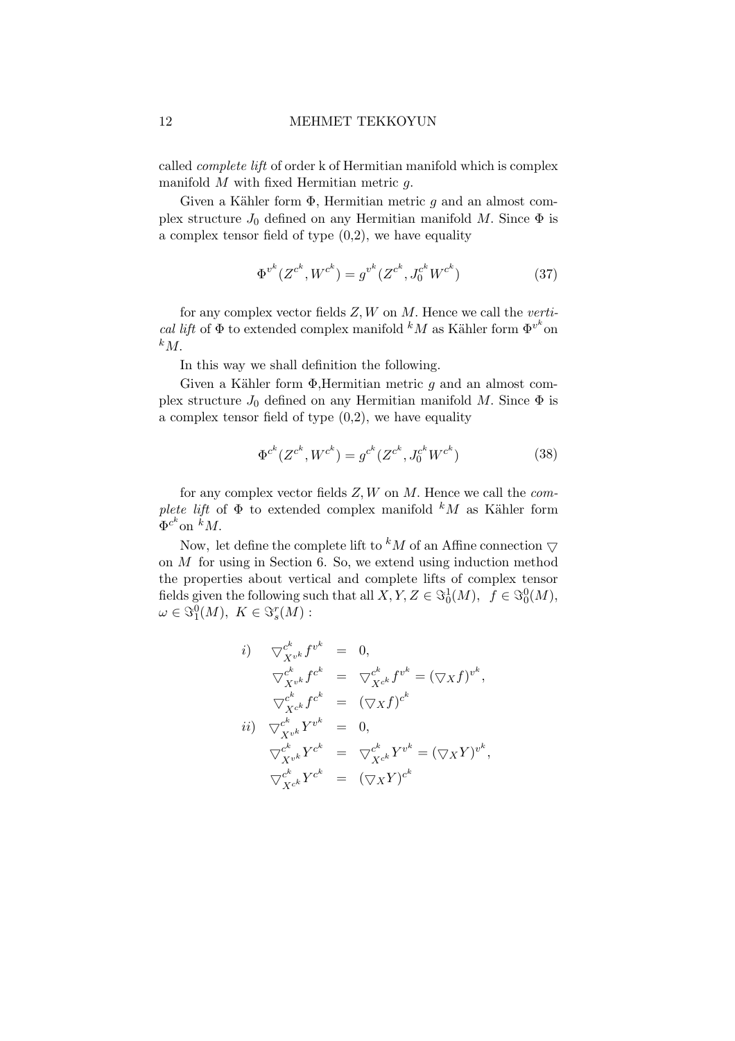called *complete lift* of order k of Hermitian manifold which is complex manifold $M$ with fixed Hermitian metric $g$.

Given a Kähler form $\Phi$, Hermitian metric $g$ and an almost complex structure $J_0$ defined on any Hermitian manifold $M$. Since $\Phi$ is a complex tensor field of type (0,2), we have equality

$$\Phi^{v^k}(Z^{c^k}, W^{c^k}) = g^{v^k}(Z^{c^k}, J_0^{c^k} W^{c^k}) \tag{37}$$

for any complex vector fields $Z, W$ on $M$. Hence we call the *vertical lift* of $\Phi$ to extended complex manifold ${}^kM$ as Kähler form $\Phi^{v^k}$on ${}^kM$.

In this way we shall definition the following.

Given a Kähler form $\Phi$,Hermitian metric $g$ and an almost complex structure $J_0$ defined on any Hermitian manifold $M$. Since $\Phi$ is a complex tensor field of type (0,2), we have equality

$$\Phi^{c^k}(Z^{c^k}, W^{c^k}) = g^{c^k}(Z^{c^k}, J_0^{c^k} W^{c^k}) \tag{38}$$

for any complex vector fields $Z, W$ on $M$. Hence we call the *complete lift* of $\Phi$ to extended complex manifold ${}^kM$ as Kähler form $\Phi^{c^k}$on ${}^kM$.

Now, let define the complete lift to ${}^kM$ of an Affine connection $\bigtriangledown$ on $M$ for using in Section 6. So, we extend using induction method the properties about vertical and complete lifts of complex tensor fields given the following such that all $X, Y, Z \in \Im_0^1(M)$, $f \in \Im_0^0(M)$, $\omega \in \Im_1^0(M)$, $K \in \Im_s^r(M)$ :

$$\begin{aligned}
i) \quad & \bigtriangledown^{c^k}_{X^{v^k}} f^{v^k} = 0, \\
& \bigtriangledown^{c^k}_{X^{v^k}} f^{c^k} = \bigtriangledown^{c^k}_{X^{c^k}} f^{v^k} = (\bigtriangledown_X f)^{v^k}, \\
& \bigtriangledown^{c^k}_{X^{c^k}} f^{c^k} = (\bigtriangledown_X f)^{c^k} \\
ii) \quad & \bigtriangledown^{c^k}_{X^{v^k}} Y^{v^k} = 0, \\
& \bigtriangledown^{c^k}_{X^{v^k}} Y^{c^k} = \bigtriangledown^{c^k}_{X^{c^k}} Y^{v^k} = (\bigtriangledown_X Y)^{v^k}, \\
& \bigtriangledown^{c^k}_{X^{c^k}} Y^{c^k} = (\bigtriangledown_X Y)^{c^k}
\end{aligned}$$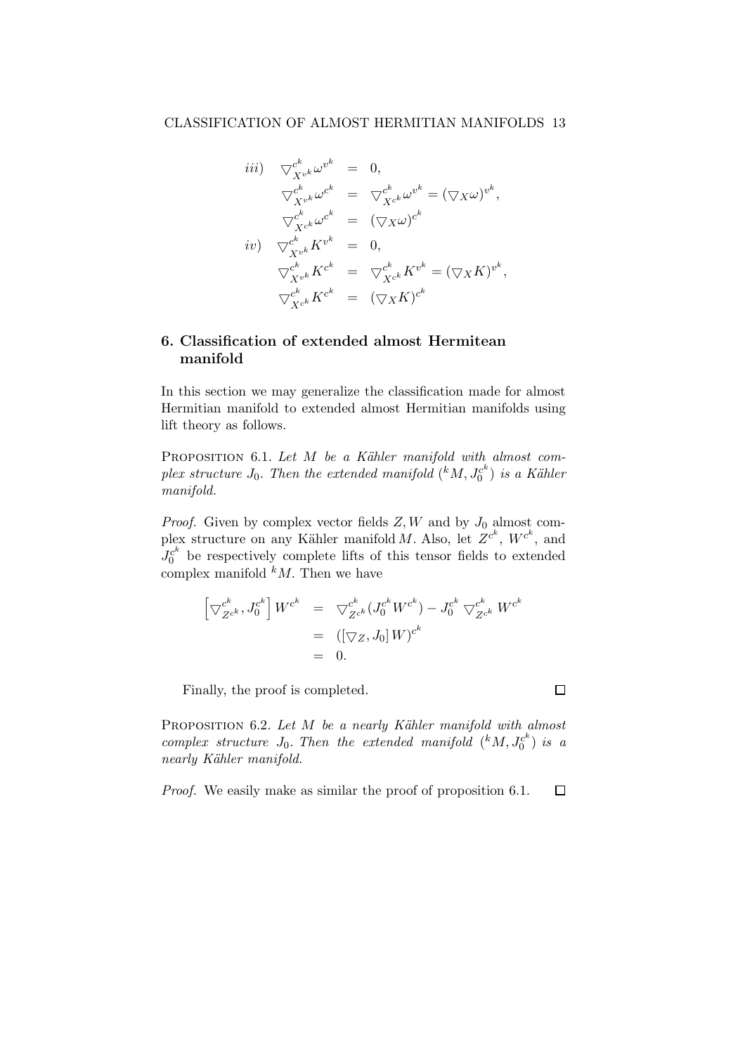$$
\begin{aligned}
iii) \quad \nabla^{c^k}_{X^{v^k}} \omega^{v^k} &= 0, \\
\nabla^{c^k}_{X^{v^k}} \omega^{c^k} &= \nabla^{c^k}_{X^{c^k}} \omega^{v^k} = (\nabla_X \omega)^{v^k}, \\
\nabla^{c^k}_{X^{c^k}} \omega^{c^k} &= (\nabla_X \omega)^{c^k} \\
iv) \quad \nabla^{c^k}_{X^{v^k}} K^{v^k} &= 0, \\
\nabla^{c^k}_{X^{v^k}} K^{c^k} &= \nabla^{c^k}_{X^{c^k}} K^{v^k} = (\nabla_X K)^{v^k}, \\
\nabla^{c^k}_{X^{c^k}} K^{c^k} &= (\nabla_X K)^{c^k}
\end{aligned}
$$

## 6. Classification of extended almost Hermitean manifold

In this section we may generalize the classification made for almost Hermitian manifold to extended almost Hermitian manifolds using lift theory as follows.

PROPOSITION 6.1. *Let $M$ be a Kähler manifold with almost complex structure $J_0$. Then the extended manifold $({}^kM, J_0^{c^k})$ is a Kähler manifold.*

*Proof.* Given by complex vector fields $Z, W$ and by $J_0$ almost complex structure on any Kähler manifold $M$. Also, let $Z^{c^k}$, $W^{c^k}$, and $J_0^{c^k}$ be respectively complete lifts of this tensor fields to extended complex manifold ${}^kM$. Then we have

$$
\begin{aligned}
\left[\nabla^{c^k}_{Z^{c^k}}, J_0^{c^k}\right] W^{c^k} &= \nabla^{c^k}_{Z^{c^k}} (J_0^{c^k} W^{c^k}) - J_0^{c^k} \nabla^{c^k}_{Z^{c^k}} W^{c^k} \\
&= \left([\nabla_Z, J_0] W\right)^{c^k} \\
&= 0.
\end{aligned}
$$

Finally, the proof is completed. □

PROPOSITION 6.2. *Let $M$ be a nearly Kähler manifold with almost complex structure $J_0$. Then the extended manifold $({}^kM, J_0^{c^k})$ is a nearly Kähler manifold.*

*Proof.* We easily make as similar the proof of proposition 6.1. □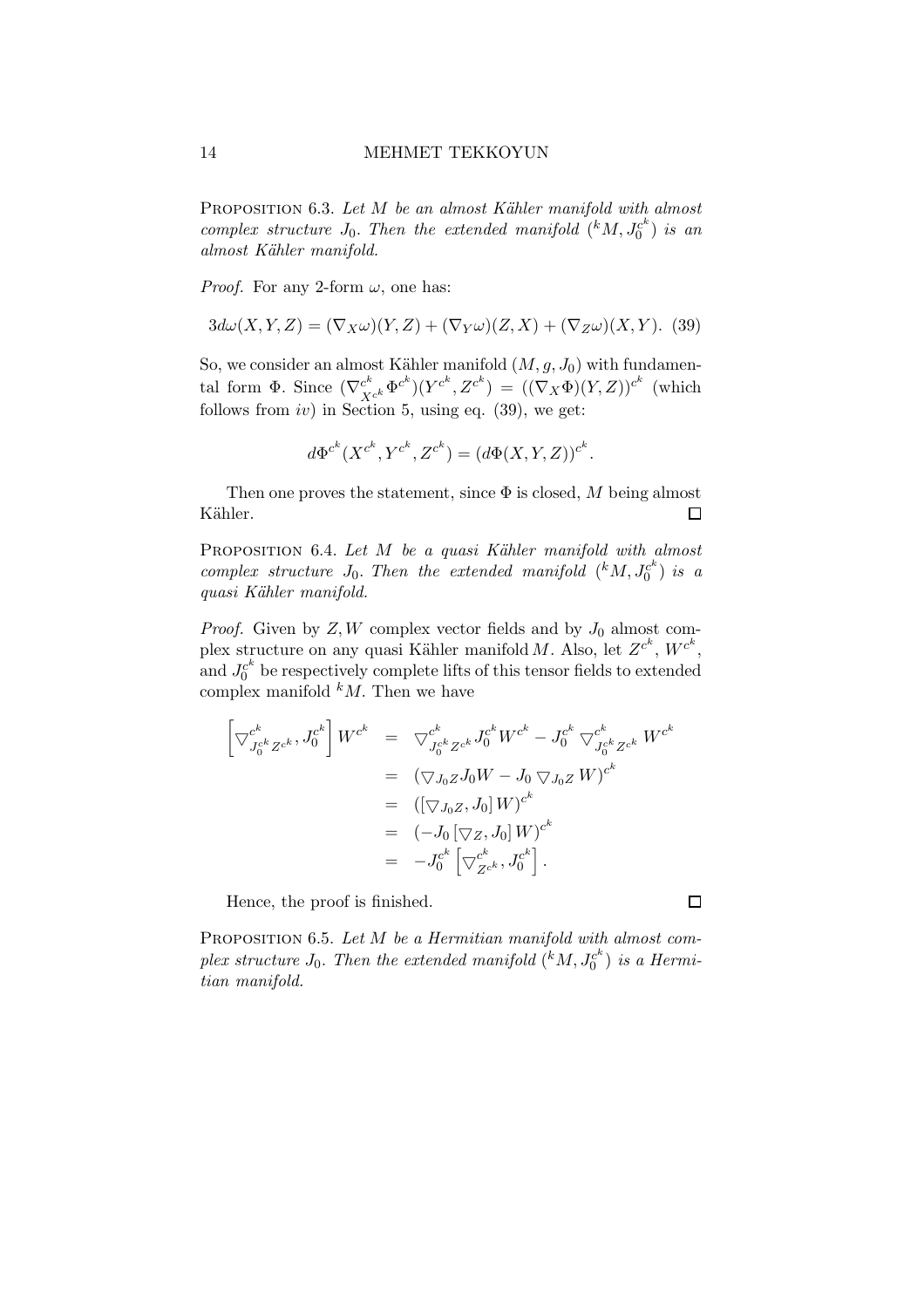Proposition 6.3. *Let $M$ be an almost Kähler manifold with almost complex structure $J_0$. Then the extended manifold $({}^kM, J_0^{c^k})$ is an almost Kähler manifold.*

*Proof.* For any 2-form $\omega$, one has:

$$3d\omega(X,Y,Z) = (\nabla_X\omega)(Y,Z) + (\nabla_Y\omega)(Z,X) + (\nabla_Z\omega)(X,Y). \quad (39)$$

So, we consider an almost Kähler manifold $(M, g, J_0)$ with fundamental form $\Phi$. Since $(\nabla^{c^k}_{X^{c^k}}\Phi^{c^k})(Y^{c^k}, Z^{c^k}) = ((\nabla_X\Phi)(Y,Z))^{c^k}$ (which follows from $iv)$ in Section 5, using eq. (39), we get:

$$d\Phi^{c^k}(X^{c^k}, Y^{c^k}, Z^{c^k}) = (d\Phi(X,Y,Z))^{c^k}.$$

Then one proves the statement, since $\Phi$ is closed, $M$ being almost Kähler. $\square$

Proposition 6.4. *Let $M$ be a quasi Kähler manifold with almost complex structure $J_0$. Then the extended manifold $({}^kM, J_0^{c^k})$ is a quasi Kähler manifold.*

*Proof.* Given by $Z, W$ complex vector fields and by $J_0$ almost complex structure on any quasi Kähler manifold $M$. Also, let $Z^{c^k}$, $W^{c^k}$, and $J_0^{c^k}$ be respectively complete lifts of this tensor fields to extended complex manifold ${}^kM$. Then we have

$$\begin{aligned}
\left[\nabla^{c^k}_{J_0^{c^k}Z^{c^k}}, J_0^{c^k}\right]W^{c^k} &= \nabla^{c^k}_{J_0^{c^k}Z^{c^k}}J_0^{c^k}W^{c^k} - J_0^{c^k}\,\nabla^{c^k}_{J_0^{c^k}Z^{c^k}}\,W^{c^k} \\
&= \left(\nabla_{J_0Z}J_0W - J_0\,\nabla_{J_0Z}\,W\right)^{c^k} \\
&= \left(\left[\nabla_{J_0Z}, J_0\right]W\right)^{c^k} \\
&= \left(-J_0\left[\nabla_Z, J_0\right]W\right)^{c^k} \\
&= -J_0^{c^k}\left[\nabla^{c^k}_{Z^{c^k}}, J_0^{c^k}\right].
\end{aligned}$$

Hence, the proof is finished. $\square$

Proposition 6.5. *Let $M$ be a Hermitian manifold with almost complex structure $J_0$. Then the extended manifold $({}^kM, J_0^{c^k})$ is a Hermitian manifold.*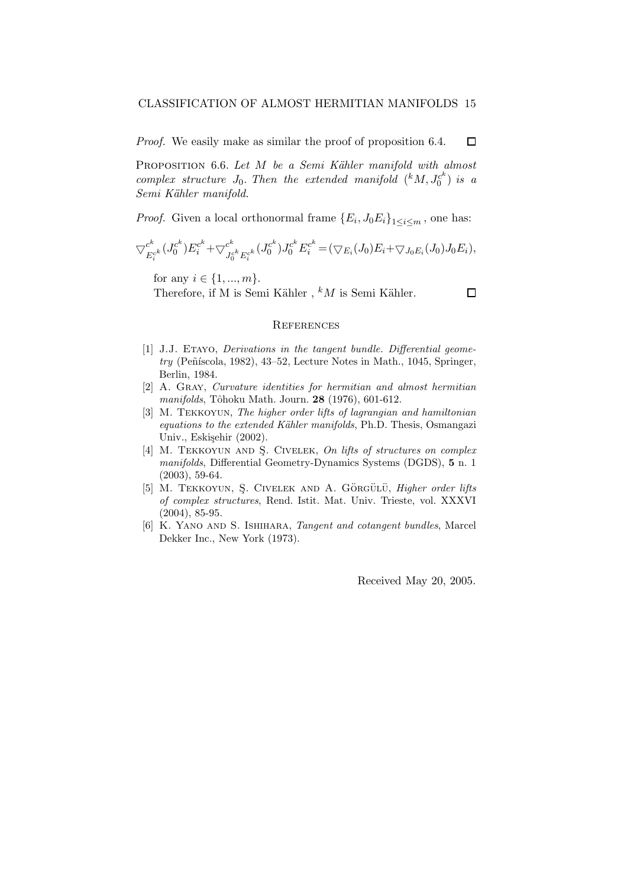*Proof.* We easily make as similar the proof of proposition 6.4. $\square$

PROPOSITION 6.6. *Let $M$ be a Semi Kähler manifold with almost complex structure $J_0$. Then the extended manifold $({}^kM, J_0^{c^k})$ is a Semi Kähler manifold.*

*Proof.* Given a local orthonormal frame $\{E_i, J_0E_i\}_{1\leq i\leq m}$, one has:

$$\nabla^{c^k}_{E_i^{c^k}}(J_0^{c^k})E_i^{c^k} + \nabla^{c^k}_{J_0^{c^k}E_i^{c^k}}(J_0^{c^k})J_0^{c^k}E_i^{c^k} = (\nabla_{E_i}(J_0)E_i + \nabla_{J_0E_i}(J_0)J_0E_i),$$

for any $i \in \{1, ..., m\}$.

Therefore, if M is Semi Kähler , ${}^kM$ is Semi Kähler. $\square$

## References

[1] J.J. Etayo, *Derivations in the tangent bundle. Differential geometry* (Peñíscola, 1982), 43–52, Lecture Notes in Math., 1045, Springer, Berlin, 1984.

[2] A. Gray, *Curvature identities for hermitian and almost hermitian manifolds*, Tôhoku Math. Journ. **28** (1976), 601-612.

[3] M. Tekkoyun, *The higher order lifts of lagrangian and hamiltonian equations to the extended Kähler manifolds*, Ph.D. Thesis, Osmangazi Univ., Eskişehir (2002).

[4] M. Tekkoyun and Ş. Civelek, *On lifts of structures on complex manifolds*, Differential Geometry-Dynamics Systems (DGDS), **5** n. 1 (2003), 59-64.

[5] M. Tekkoyun, Ş. Civelek and A. Görgülü, *Higher order lifts of complex structures*, Rend. Istit. Mat. Univ. Trieste, vol. XXXVI (2004), 85-95.

[6] K. Yano and S. Ishihara, *Tangent and cotangent bundles*, Marcel Dekker Inc., New York (1973).

Received May 20, 2005.